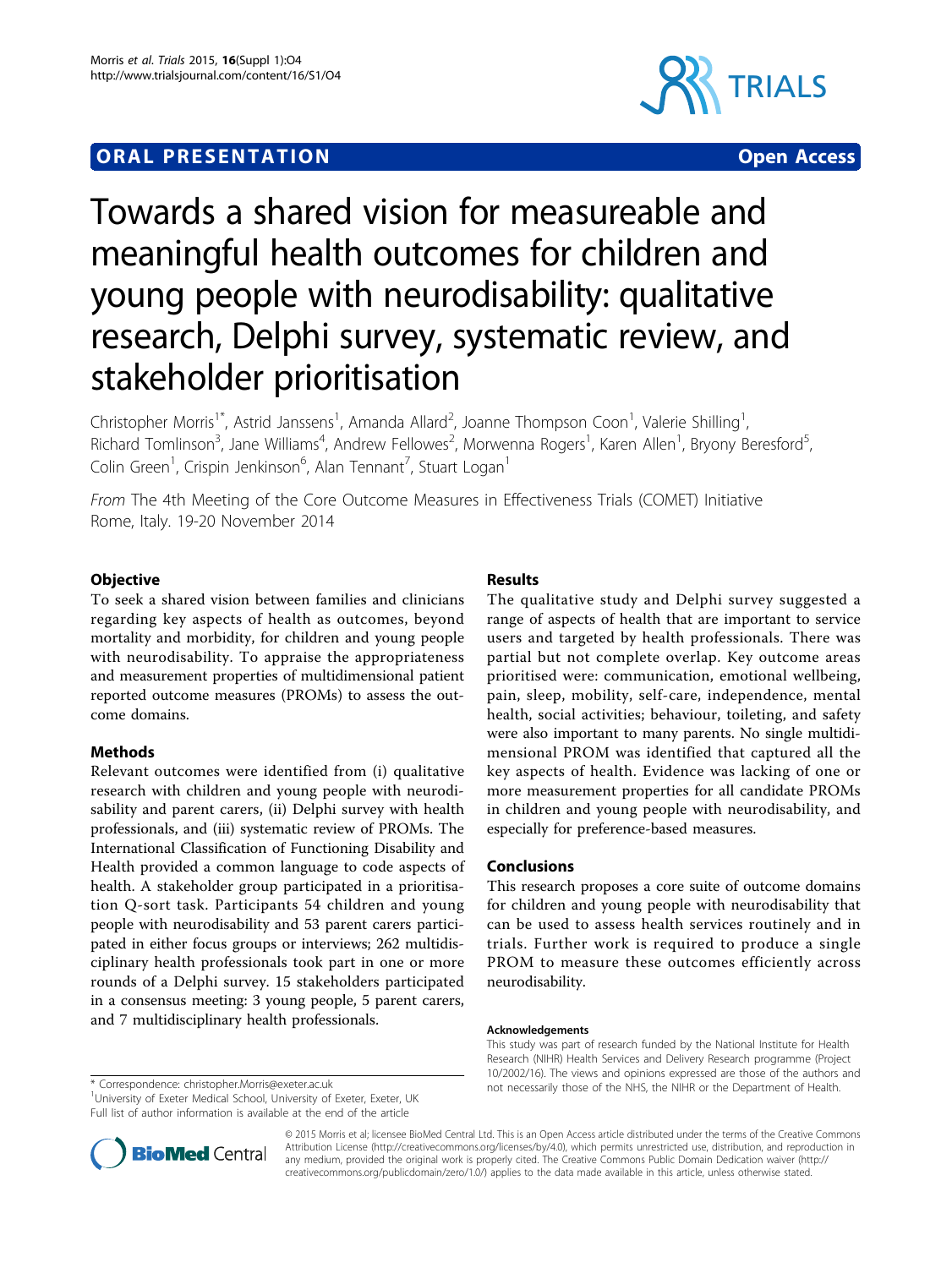**ORAL PRESENTATION** **Open Access**

# Towards a shared vision for measureable and meaningful health outcomes for children and young people with neurodisability: qualitative research, Delphi survey, systematic review, and stakeholder prioritisation

Christopher Morris[1*], Astrid Janssens[1], Amanda Allard[2], Joanne Thompson Coon[1], Valerie Shilling[1], Richard Tomlinson[3], Jane Williams[4], Andrew Fellowes[2], Morwenna Rogers[1], Karen Allen[1], Bryony Beresford[5], Colin Green[1], Crispin Jenkinson[6], Alan Tennant[7], Stuart Logan[1]

*From* The 4th Meeting of the Core Outcome Measures in Effectiveness Trials (COMET) Initiative
Rome, Italy. 19-20 November 2014

## Objective

To seek a shared vision between families and clinicians regarding key aspects of health as outcomes, beyond mortality and morbidity, for children and young people with neurodisability. To appraise the appropriateness and measurement properties of multidimensional patient reported outcome measures (PROMs) to assess the outcome domains.

## Methods

Relevant outcomes were identified from (i) qualitative research with children and young people with neurodisability and parent carers, (ii) Delphi survey with health professionals, and (iii) systematic review of PROMs. The International Classification of Functioning Disability and Health provided a common language to code aspects of health. A stakeholder group participated in a prioritisation Q-sort task. Participants 54 children and young people with neurodisability and 53 parent carers participated in either focus groups or interviews; 262 multidisciplinary health professionals took part in one or more rounds of a Delphi survey. 15 stakeholders participated in a consensus meeting: 3 young people, 5 parent carers, and 7 multidisciplinary health professionals.

## Results

The qualitative study and Delphi survey suggested a range of aspects of health that are important to service users and targeted by health professionals. There was partial but not complete overlap. Key outcome areas prioritised were: communication, emotional wellbeing, pain, sleep, mobility, self-care, independence, mental health, social activities; behaviour, toileting, and safety were also important to many parents. No single multidimensional PROM was identified that captured all the key aspects of health. Evidence was lacking of one or more measurement properties for all candidate PROMs in children and young people with neurodisability, and especially for preference-based measures.

## Conclusions

This research proposes a core suite of outcome domains for children and young people with neurodisability that can be used to assess health services routinely and in trials. Further work is required to produce a single PROM to measure these outcomes efficiently across neurodisability.

#### Acknowledgements

This study was part of research funded by the National Institute for Health Research (NIHR) Health Services and Delivery Research programme (Project 10/2002/16). The views and opinions expressed are those of the authors and not necessarily those of the NHS, the NIHR or the Department of Health.

\* Correspondence: christopher.Morris@exeter.ac.uk
[1]University of Exeter Medical School, University of Exeter, Exeter, UK
Full list of author information is available at the end of the article

© 2015 Morris et al; licensee BioMed Central Ltd. This is an Open Access article distributed under the terms of the Creative Commons Attribution License (http://creativecommons.org/licenses/by/4.0), which permits unrestricted use, distribution, and reproduction in any medium, provided the original work is properly cited. The Creative Commons Public Domain Dedication waiver (http://creativecommons.org/publicdomain/zero/1.0/) applies to the data made available in this article, unless otherwise stated.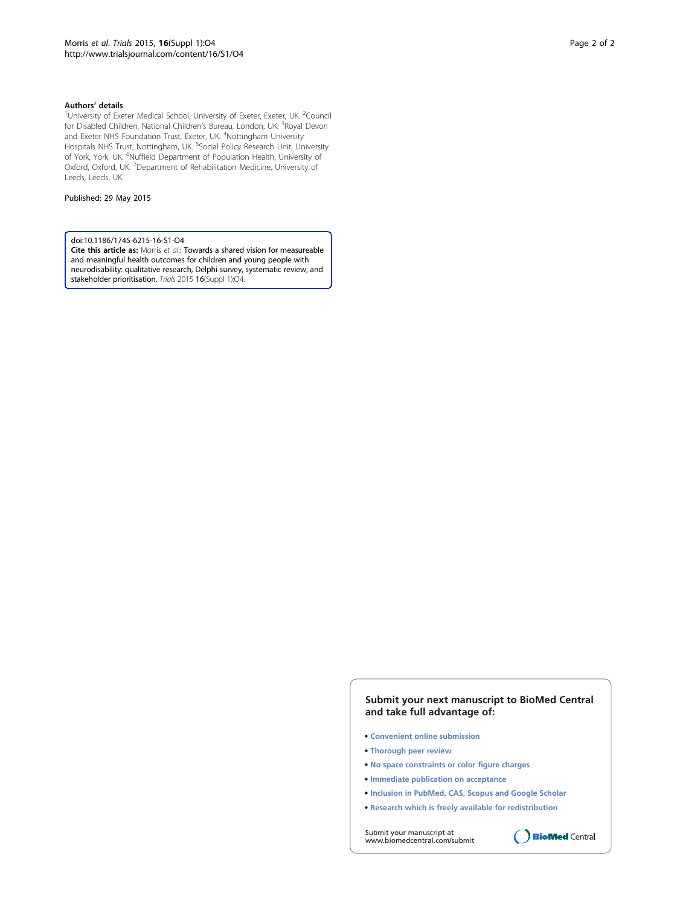### Authors' details

[1]University of Exeter Medical School, University of Exeter, Exeter, UK. [2]Council for Disabled Children, National Children's Bureau, London, UK. [3]Royal Devon and Exeter NHS Foundation Trust, Exeter, UK. [4]Nottingham University Hospitals NHS Trust, Nottingham, UK. [5]Social Policy Research Unit, University of York, York, UK. [6]Nuffield Department of Population Health, University of Oxford, Oxford, UK. [7]Department of Rehabilitation Medicine, University of Leeds, Leeds, UK.

Published: 29 May 2015

doi:10.1186/1745-6215-16-S1-O4
**Cite this article as:** Morris *et al.*: Towards a shared vision for measureable and meaningful health outcomes for children and young people with neurodisability: qualitative research, Delphi survey, systematic review, and stakeholder prioritisation. *Trials* 2015 **16**(Suppl 1):O4.

**Submit your next manuscript to BioMed Central and take full advantage of:**

- **Convenient online submission**
- **Thorough peer review**
- **No space constraints or color figure charges**
- **Immediate publication on acceptance**
- **Inclusion in PubMed, CAS, Scopus and Google Scholar**
- **Research which is freely available for redistribution**

Submit your manuscript at
www.biomedcentral.com/submit

BioMed Central